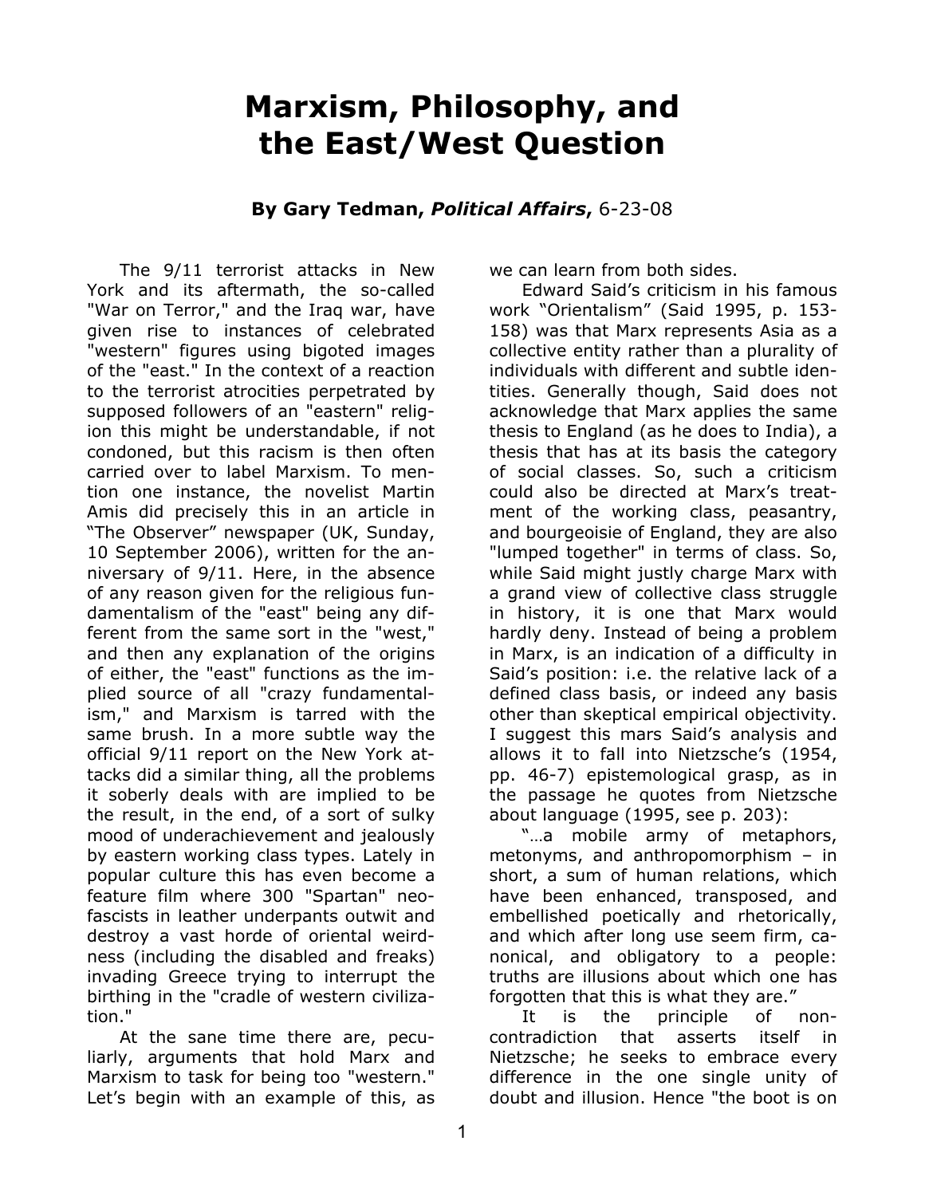# Marxism, Philosophy, and the East/West Question

**By Gary Tedman, *Political Affairs*, 6-23-08**

The 9/11 terrorist attacks in New York and its aftermath, the so-called "War on Terror," and the Iraq war, have given rise to instances of celebrated "western" figures using bigoted images of the "east." In the context of a reaction to the terrorist atrocities perpetrated by supposed followers of an "eastern" religion this might be understandable, if not condoned, but this racism is then often carried over to label Marxism. To mention one instance, the novelist Martin Amis did precisely this in an article in "The Observer" newspaper (UK, Sunday, 10 September 2006), written for the anniversary of 9/11. Here, in the absence of any reason given for the religious fundamentalism of the "east" being any different from the same sort in the "west," and then any explanation of the origins of either, the "east" functions as the implied source of all "crazy fundamentalism," and Marxism is tarred with the same brush. In a more subtle way the official 9/11 report on the New York attacks did a similar thing, all the problems it soberly deals with are implied to be the result, in the end, of a sort of sulky mood of underachievement and jealously by eastern working class types. Lately in popular culture this has even become a feature film where 300 "Spartan" neo-fascists in leather underpants outwit and destroy a vast horde of oriental weirdness (including the disabled and freaks) invading Greece trying to interrupt the birthing in the "cradle of western civilization."

At the sane time there are, peculiarly, arguments that hold Marx and Marxism to task for being too "western." Let's begin with an example of this, as we can learn from both sides.

Edward Said's criticism in his famous work "Orientalism" (Said 1995, p. 153-158) was that Marx represents Asia as a collective entity rather than a plurality of individuals with different and subtle identities. Generally though, Said does not acknowledge that Marx applies the same thesis to England (as he does to India), a thesis that has at its basis the category of social classes. So, such a criticism could also be directed at Marx's treatment of the working class, peasantry, and bourgeoisie of England, they are also "lumped together" in terms of class. So, while Said might justly charge Marx with a grand view of collective class struggle in history, it is one that Marx would hardly deny. Instead of being a problem in Marx, is an indication of a difficulty in Said's position: i.e. the relative lack of a defined class basis, or indeed any basis other than skeptical empirical objectivity. I suggest this mars Said's analysis and allows it to fall into Nietzsche's (1954, pp. 46-7) epistemological grasp, as in the passage he quotes from Nietzsche about language (1995, see p. 203):

"…a mobile army of metaphors, metonyms, and anthropomorphism – in short, a sum of human relations, which have been enhanced, transposed, and embellished poetically and rhetorically, and which after long use seem firm, canonical, and obligatory to a people: truths are illusions about which one has forgotten that this is what they are."

It is the principle of non-contradiction that asserts itself in Nietzsche; he seeks to embrace every difference in the one single unity of doubt and illusion. Hence "the boot is on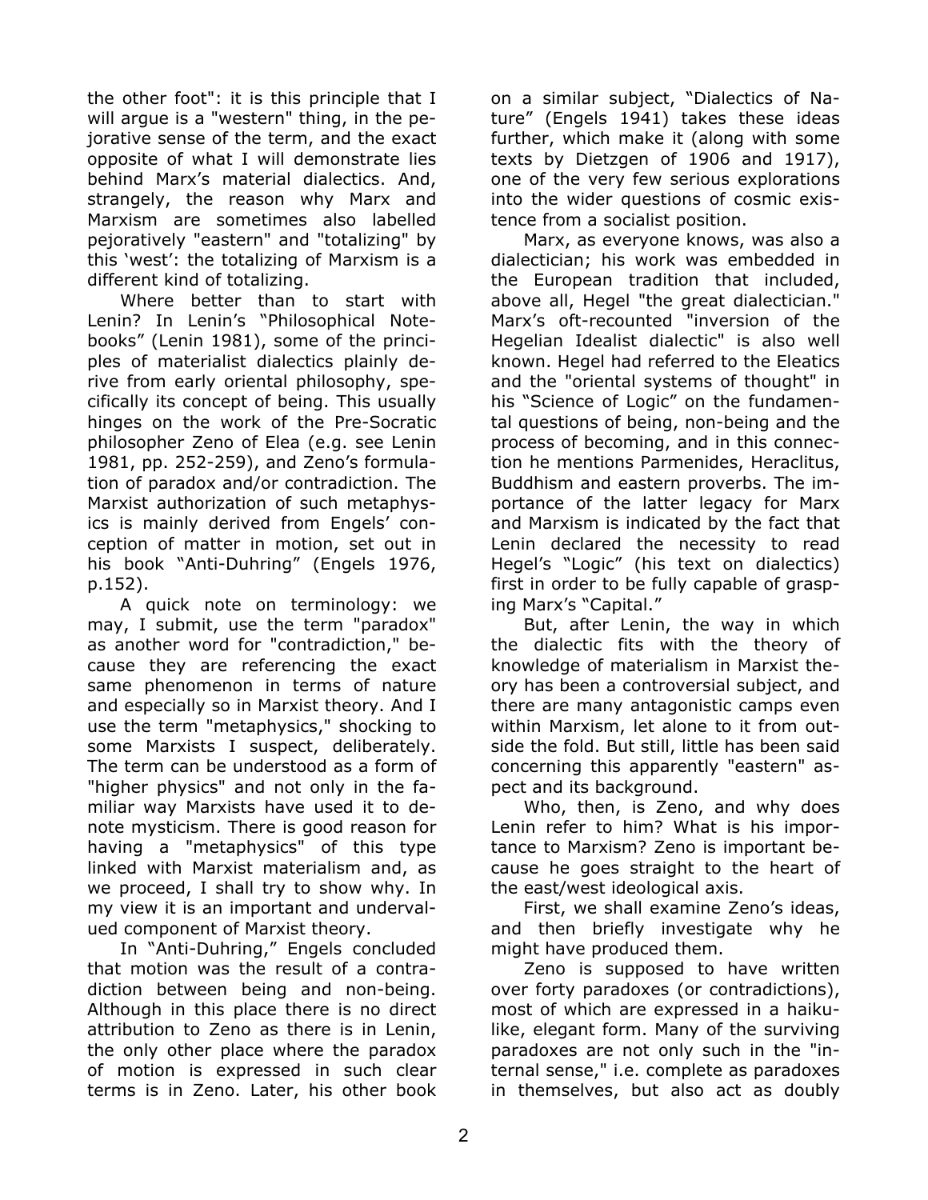the other foot": it is this principle that I will argue is a "western" thing, in the pejorative sense of the term, and the exact opposite of what I will demonstrate lies behind Marx's material dialectics. And, strangely, the reason why Marx and Marxism are sometimes also labelled pejoratively "eastern" and "totalizing" by this 'west': the totalizing of Marxism is a different kind of totalizing.

Where better than to start with Lenin? In Lenin's "Philosophical Notebooks" (Lenin 1981), some of the principles of materialist dialectics plainly derive from early oriental philosophy, specifically its concept of being. This usually hinges on the work of the Pre-Socratic philosopher Zeno of Elea (e.g. see Lenin 1981, pp. 252-259), and Zeno's formulation of paradox and/or contradiction. The Marxist authorization of such metaphysics is mainly derived from Engels' conception of matter in motion, set out in his book "Anti-Duhring" (Engels 1976, p.152).

A quick note on terminology: we may, I submit, use the term "paradox" as another word for "contradiction," because they are referencing the exact same phenomenon in terms of nature and especially so in Marxist theory. And I use the term "metaphysics," shocking to some Marxists I suspect, deliberately. The term can be understood as a form of "higher physics" and not only in the familiar way Marxists have used it to denote mysticism. There is good reason for having a "metaphysics" of this type linked with Marxist materialism and, as we proceed, I shall try to show why. In my view it is an important and undervalued component of Marxist theory.

In "Anti-Duhring," Engels concluded that motion was the result of a contradiction between being and non-being. Although in this place there is no direct attribution to Zeno as there is in Lenin, the only other place where the paradox of motion is expressed in such clear terms is in Zeno. Later, his other book on a similar subject, "Dialectics of Nature" (Engels 1941) takes these ideas further, which make it (along with some texts by Dietzgen of 1906 and 1917), one of the very few serious explorations into the wider questions of cosmic existence from a socialist position.

Marx, as everyone knows, was also a dialectician; his work was embedded in the European tradition that included, above all, Hegel "the great dialectician." Marx's oft-recounted "inversion of the Hegelian Idealist dialectic" is also well known. Hegel had referred to the Eleatics and the "oriental systems of thought" in his "Science of Logic" on the fundamental questions of being, non-being and the process of becoming, and in this connection he mentions Parmenides, Heraclitus, Buddhism and eastern proverbs. The importance of the latter legacy for Marx and Marxism is indicated by the fact that Lenin declared the necessity to read Hegel's "Logic" (his text on dialectics) first in order to be fully capable of grasping Marx's "Capital."

But, after Lenin, the way in which the dialectic fits with the theory of knowledge of materialism in Marxist theory has been a controversial subject, and there are many antagonistic camps even within Marxism, let alone to it from outside the fold. But still, little has been said concerning this apparently "eastern" aspect and its background.

Who, then, is Zeno, and why does Lenin refer to him? What is his importance to Marxism? Zeno is important because he goes straight to the heart of the east/west ideological axis.

First, we shall examine Zeno's ideas, and then briefly investigate why he might have produced them.

Zeno is supposed to have written over forty paradoxes (or contradictions), most of which are expressed in a haiku-like, elegant form. Many of the surviving paradoxes are not only such in the "internal sense," i.e. complete as paradoxes in themselves, but also act as doubly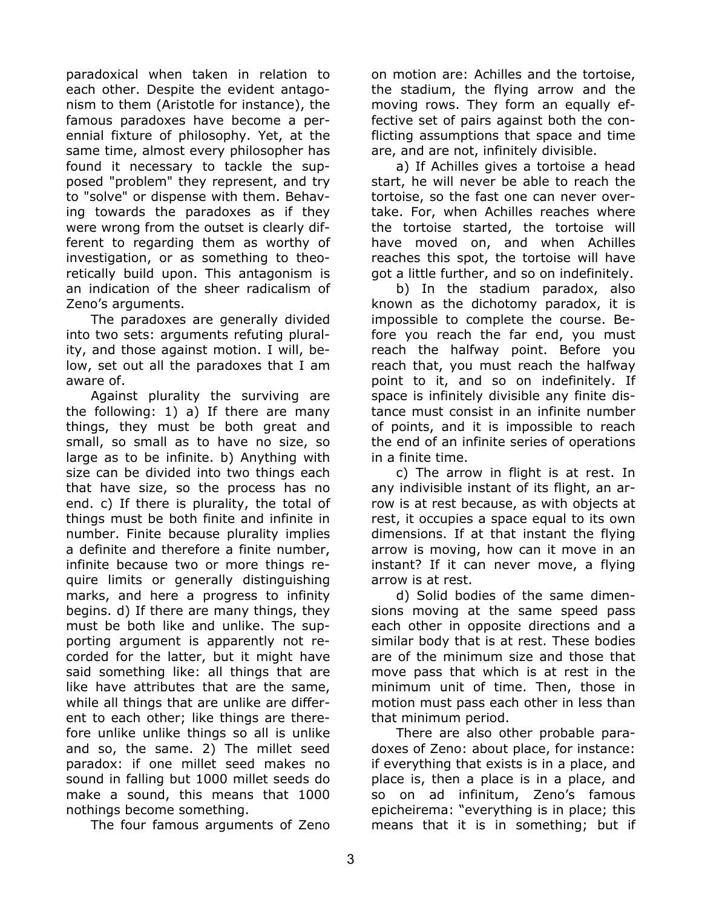paradoxical when taken in relation to each other. Despite the evident antagonism to them (Aristotle for instance), the famous paradoxes have become a perennial fixture of philosophy. Yet, at the same time, almost every philosopher has found it necessary to tackle the supposed "problem" they represent, and try to "solve" or dispense with them. Behaving towards the paradoxes as if they were wrong from the outset is clearly different to regarding them as worthy of investigation, or as something to theoretically build upon. This antagonism is an indication of the sheer radicalism of Zeno's arguments.

The paradoxes are generally divided into two sets: arguments refuting plurality, and those against motion. I will, below, set out all the paradoxes that I am aware of.

Against plurality the surviving are the following: 1) a) If there are many things, they must be both great and small, so small as to have no size, so large as to be infinite. b) Anything with size can be divided into two things each that have size, so the process has no end. c) If there is plurality, the total of things must be both finite and infinite in number. Finite because plurality implies a definite and therefore a finite number, infinite because two or more things require limits or generally distinguishing marks, and here a progress to infinity begins. d) If there are many things, they must be both like and unlike. The supporting argument is apparently not recorded for the latter, but it might have said something like: all things that are like have attributes that are the same, while all things that are unlike are different to each other; like things are therefore unlike unlike things so all is unlike and so, the same. 2) The millet seed paradox: if one millet seed makes no sound in falling but 1000 millet seeds do make a sound, this means that 1000 nothings become something.

The four famous arguments of Zeno on motion are: Achilles and the tortoise, the stadium, the flying arrow and the moving rows. They form an equally effective set of pairs against both the conflicting assumptions that space and time are, and are not, infinitely divisible.

a) If Achilles gives a tortoise a head start, he will never be able to reach the tortoise, so the fast one can never overtake. For, when Achilles reaches where the tortoise started, the tortoise will have moved on, and when Achilles reaches this spot, the tortoise will have got a little further, and so on indefinitely.

b) In the stadium paradox, also known as the dichotomy paradox, it is impossible to complete the course. Before you reach the far end, you must reach the halfway point. Before you reach that, you must reach the halfway point to it, and so on indefinitely. If space is infinitely divisible any finite distance must consist in an infinite number of points, and it is impossible to reach the end of an infinite series of operations in a finite time.

c) The arrow in flight is at rest. In any indivisible instant of its flight, an arrow is at rest because, as with objects at rest, it occupies a space equal to its own dimensions. If at that instant the flying arrow is moving, how can it move in an instant? If it can never move, a flying arrow is at rest.

d) Solid bodies of the same dimensions moving at the same speed pass each other in opposite directions and a similar body that is at rest. These bodies are of the minimum size and those that move pass that which is at rest in the minimum unit of time. Then, those in motion must pass each other in less than that minimum period.

There are also other probable paradoxes of Zeno: about place, for instance: if everything that exists is in a place, and place is, then a place is in a place, and so on ad infinitum, Zeno's famous epicheirema: "everything is in place; this means that it is in something; but if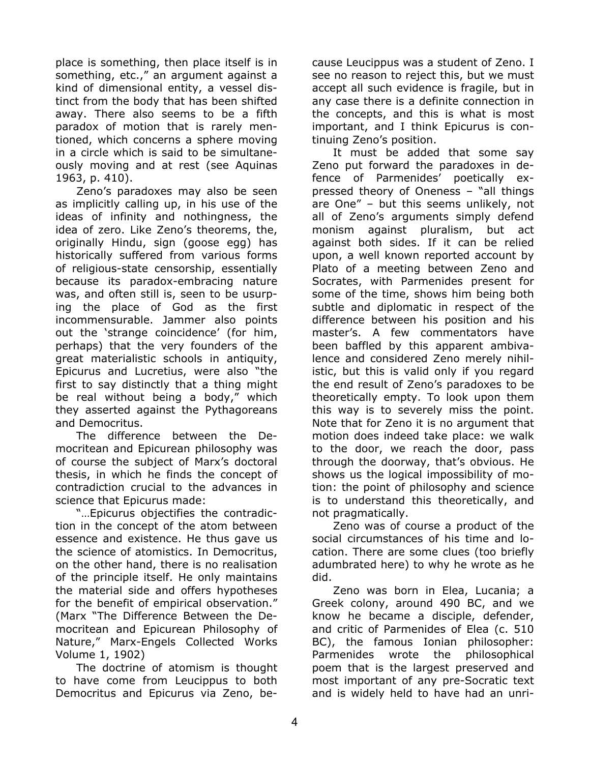place is something, then place itself is in something, etc.," an argument against a kind of dimensional entity, a vessel distinct from the body that has been shifted away. There also seems to be a fifth paradox of motion that is rarely mentioned, which concerns a sphere moving in a circle which is said to be simultaneously moving and at rest (see Aquinas 1963, p. 410).

Zeno's paradoxes may also be seen as implicitly calling up, in his use of the ideas of infinity and nothingness, the idea of zero. Like Zeno's theorems, the, originally Hindu, sign (goose egg) has historically suffered from various forms of religious-state censorship, essentially because its paradox-embracing nature was, and often still is, seen to be usurping the place of God as the first incommensurable. Jammer also points out the 'strange coincidence' (for him, perhaps) that the very founders of the great materialistic schools in antiquity, Epicurus and Lucretius, were also "the first to say distinctly that a thing might be real without being a body," which they asserted against the Pythagoreans and Democritus.

The difference between the Democritean and Epicurean philosophy was of course the subject of Marx's doctoral thesis, in which he finds the concept of contradiction crucial to the advances in science that Epicurus made:

"…Epicurus objectifies the contradiction in the concept of the atom between essence and existence. He thus gave us the science of atomistics. In Democritus, on the other hand, there is no realisation of the principle itself. He only maintains the material side and offers hypotheses for the benefit of empirical observation." (Marx "The Difference Between the Democritean and Epicurean Philosophy of Nature," Marx-Engels Collected Works Volume 1, 1902)

The doctrine of atomism is thought to have come from Leucippus to both Democritus and Epicurus via Zeno, because Leucippus was a student of Zeno. I see no reason to reject this, but we must accept all such evidence is fragile, but in any case there is a definite connection in the concepts, and this is what is most important, and I think Epicurus is continuing Zeno's position.

It must be added that some say Zeno put forward the paradoxes in defence of Parmenides' poetically expressed theory of Oneness – "all things are One" – but this seems unlikely, not all of Zeno's arguments simply defend monism against pluralism, but act against both sides. If it can be relied upon, a well known reported account by Plato of a meeting between Zeno and Socrates, with Parmenides present for some of the time, shows him being both subtle and diplomatic in respect of the difference between his position and his master's. A few commentators have been baffled by this apparent ambivalence and considered Zeno merely nihilistic, but this is valid only if you regard the end result of Zeno's paradoxes to be theoretically empty. To look upon them this way is to severely miss the point. Note that for Zeno it is no argument that motion does indeed take place: we walk to the door, we reach the door, pass through the doorway, that's obvious. He shows us the logical impossibility of motion: the point of philosophy and science is to understand this theoretically, and not pragmatically.

Zeno was of course a product of the social circumstances of his time and location. There are some clues (too briefly adumbrated here) to why he wrote as he did.

Zeno was born in Elea, Lucania; a Greek colony, around 490 BC, and we know he became a disciple, defender, and critic of Parmenides of Elea (c. 510 BC), the famous Ionian philosopher: Parmenides wrote the philosophical poem that is the largest preserved and most important of any pre-Socratic text and is widely held to have had an unri-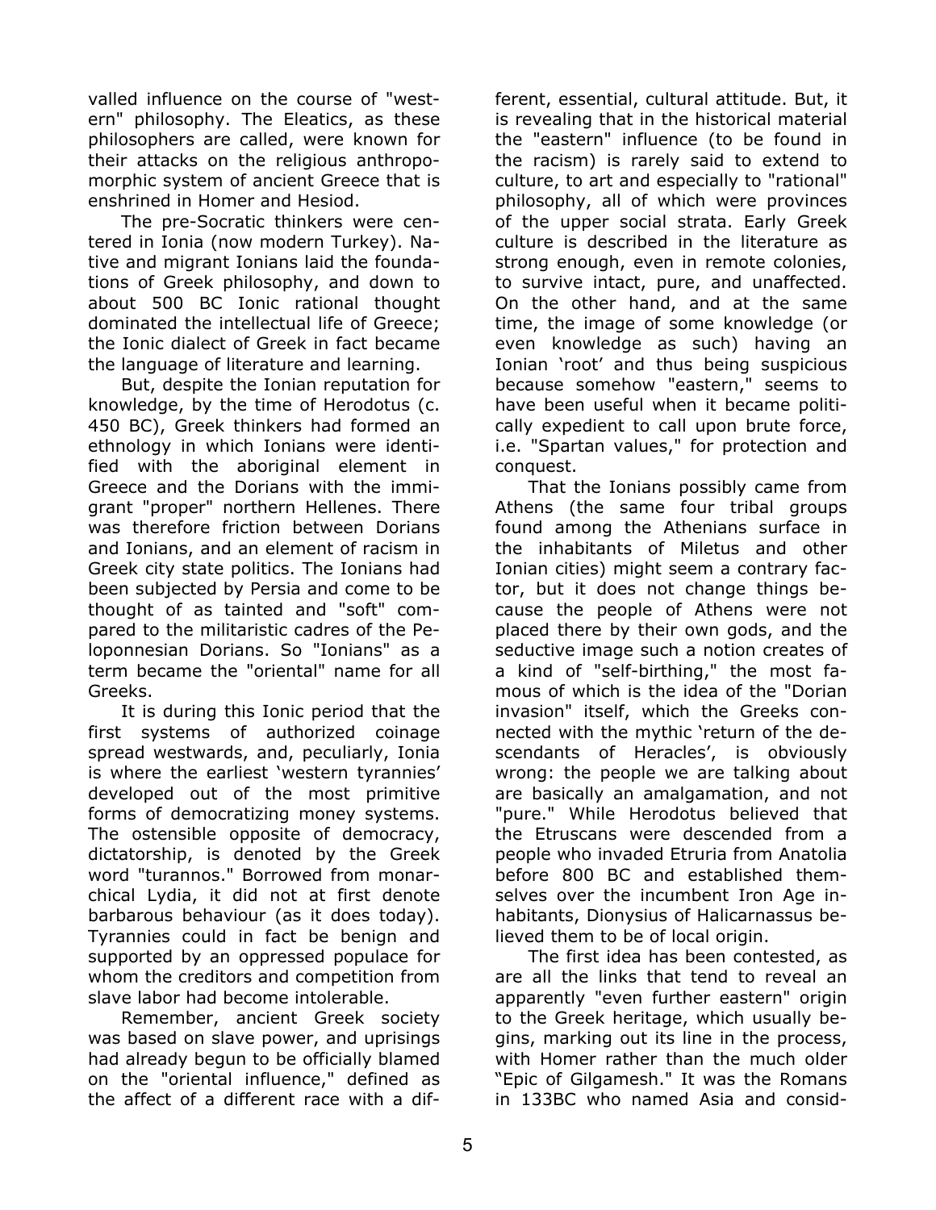valled influence on the course of "western" philosophy. The Eleatics, as these philosophers are called, were known for their attacks on the religious anthropomorphic system of ancient Greece that is enshrined in Homer and Hesiod.

The pre-Socratic thinkers were centered in Ionia (now modern Turkey). Native and migrant Ionians laid the foundations of Greek philosophy, and down to about 500 BC Ionic rational thought dominated the intellectual life of Greece; the Ionic dialect of Greek in fact became the language of literature and learning.

But, despite the Ionian reputation for knowledge, by the time of Herodotus (c. 450 BC), Greek thinkers had formed an ethnology in which Ionians were identified with the aboriginal element in Greece and the Dorians with the immigrant "proper" northern Hellenes. There was therefore friction between Dorians and Ionians, and an element of racism in Greek city state politics. The Ionians had been subjected by Persia and come to be thought of as tainted and "soft" compared to the militaristic cadres of the Peloponnesian Dorians. So "Ionians" as a term became the "oriental" name for all Greeks.

It is during this Ionic period that the first systems of authorized coinage spread westwards, and, peculiarly, Ionia is where the earliest 'western tyrannies' developed out of the most primitive forms of democratizing money systems. The ostensible opposite of democracy, dictatorship, is denoted by the Greek word "turannos." Borrowed from monarchical Lydia, it did not at first denote barbarous behaviour (as it does today). Tyrannies could in fact be benign and supported by an oppressed populace for whom the creditors and competition from slave labor had become intolerable.

Remember, ancient Greek society was based on slave power, and uprisings had already begun to be officially blamed on the "oriental influence," defined as the affect of a different race with a different, essential, cultural attitude. But, it is revealing that in the historical material the "eastern" influence (to be found in the racism) is rarely said to extend to culture, to art and especially to "rational" philosophy, all of which were provinces of the upper social strata. Early Greek culture is described in the literature as strong enough, even in remote colonies, to survive intact, pure, and unaffected. On the other hand, and at the same time, the image of some knowledge (or even knowledge as such) having an Ionian 'root' and thus being suspicious because somehow "eastern," seems to have been useful when it became politically expedient to call upon brute force, i.e. "Spartan values," for protection and conquest.

That the Ionians possibly came from Athens (the same four tribal groups found among the Athenians surface in the inhabitants of Miletus and other Ionian cities) might seem a contrary factor, but it does not change things because the people of Athens were not placed there by their own gods, and the seductive image such a notion creates of a kind of "self-birthing," the most famous of which is the idea of the "Dorian invasion" itself, which the Greeks connected with the mythic 'return of the descendants of Heracles', is obviously wrong: the people we are talking about are basically an amalgamation, and not "pure." While Herodotus believed that the Etruscans were descended from a people who invaded Etruria from Anatolia before 800 BC and established themselves over the incumbent Iron Age inhabitants, Dionysius of Halicarnassus believed them to be of local origin.

The first idea has been contested, as are all the links that tend to reveal an apparently "even further eastern" origin to the Greek heritage, which usually begins, marking out its line in the process, with Homer rather than the much older "Epic of Gilgamesh." It was the Romans in 133BC who named Asia and consid-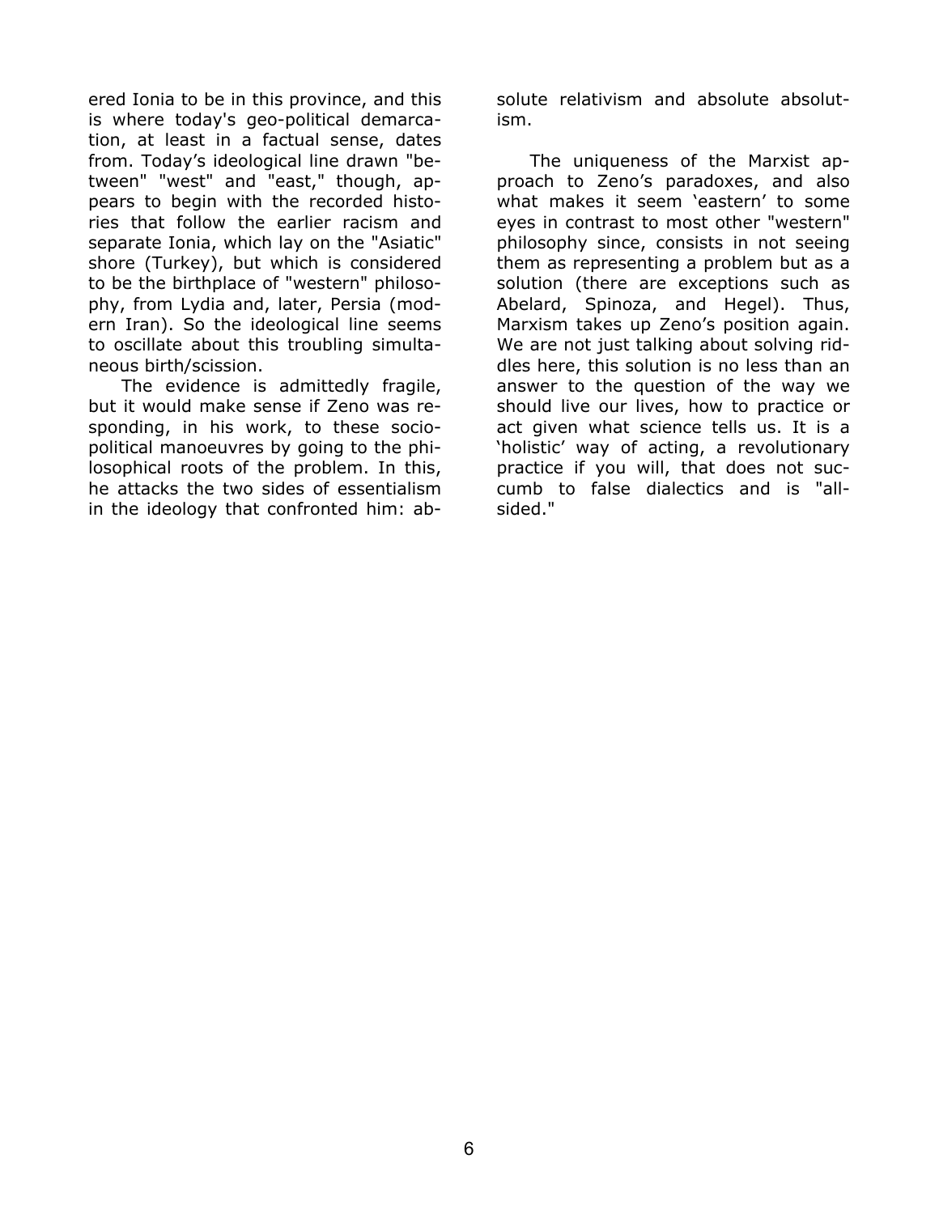ered Ionia to be in this province, and this is where today's geo-political demarcation, at least in a factual sense, dates from. Today's ideological line drawn "between" "west" and "east," though, appears to begin with the recorded histories that follow the earlier racism and separate Ionia, which lay on the "Asiatic" shore (Turkey), but which is considered to be the birthplace of "western" philosophy, from Lydia and, later, Persia (modern Iran). So the ideological line seems to oscillate about this troubling simultaneous birth/scission.

The evidence is admittedly fragile, but it would make sense if Zeno was responding, in his work, to these socio-political manoeuvres by going to the philosophical roots of the problem. In this, he attacks the two sides of essentialism in the ideology that confronted him: absolute relativism and absolute absolutism.

The uniqueness of the Marxist approach to Zeno's paradoxes, and also what makes it seem 'eastern' to some eyes in contrast to most other "western" philosophy since, consists in not seeing them as representing a problem but as a solution (there are exceptions such as Abelard, Spinoza, and Hegel). Thus, Marxism takes up Zeno's position again. We are not just talking about solving riddles here, this solution is no less than an answer to the question of the way we should live our lives, how to practice or act given what science tells us. It is a 'holistic' way of acting, a revolutionary practice if you will, that does not succumb to false dialectics and is "all-sided."